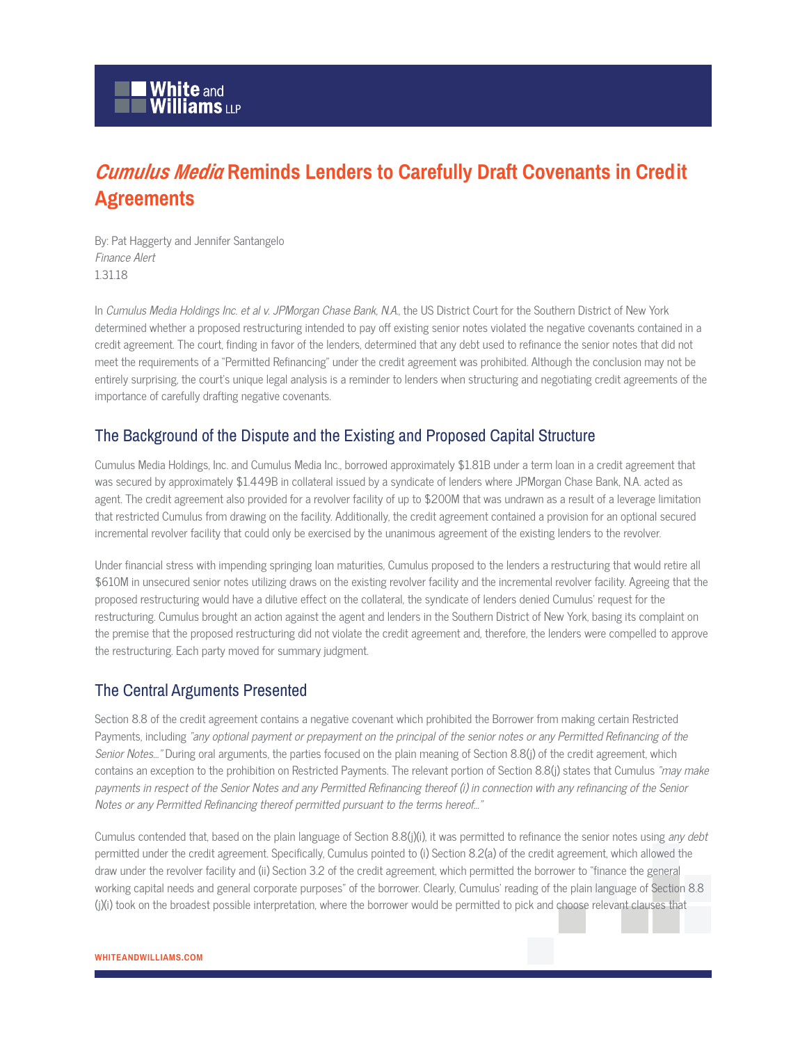# *Cumulus Media* Reminds Lenders to Carefully Draft Covenants in Credit Agreements

By: Pat Haggerty and Jennifer Santangelo
*Finance Alert*
1.31.18

In *Cumulus Media Holdings Inc. et al v. JPMorgan Chase Bank, N.A.*, the US District Court for the Southern District of New York determined whether a proposed restructuring intended to pay off existing senior notes violated the negative covenants contained in a credit agreement. The court, finding in favor of the lenders, determined that any debt used to refinance the senior notes that did not meet the requirements of a "Permitted Refinancing" under the credit agreement was prohibited. Although the conclusion may not be entirely surprising, the court's unique legal analysis is a reminder to lenders when structuring and negotiating credit agreements of the importance of carefully drafting negative covenants.

## The Background of the Dispute and the Existing and Proposed Capital Structure

Cumulus Media Holdings, Inc. and Cumulus Media Inc., borrowed approximately $1.81B under a term loan in a credit agreement that was secured by approximately $1.449B in collateral issued by a syndicate of lenders where JPMorgan Chase Bank, N.A. acted as agent. The credit agreement also provided for a revolver facility of up to $200M that was undrawn as a result of a leverage limitation that restricted Cumulus from drawing on the facility. Additionally, the credit agreement contained a provision for an optional secured incremental revolver facility that could only be exercised by the unanimous agreement of the existing lenders to the revolver.

Under financial stress with impending springing loan maturities, Cumulus proposed to the lenders a restructuring that would retire all $610M in unsecured senior notes utilizing draws on the existing revolver facility and the incremental revolver facility. Agreeing that the proposed restructuring would have a dilutive effect on the collateral, the syndicate of lenders denied Cumulus' request for the restructuring. Cumulus brought an action against the agent and lenders in the Southern District of New York, basing its complaint on the premise that the proposed restructuring did not violate the credit agreement and, therefore, the lenders were compelled to approve the restructuring. Each party moved for summary judgment.

## The Central Arguments Presented

Section 8.8 of the credit agreement contains a negative covenant which prohibited the Borrower from making certain Restricted Payments, including *"any optional payment or prepayment on the principal of the senior notes or any Permitted Refinancing of the Senior Notes…"* During oral arguments, the parties focused on the plain meaning of Section 8.8(j) of the credit agreement, which contains an exception to the prohibition on Restricted Payments. The relevant portion of Section 8.8(j) states that Cumulus *"may make payments in respect of the Senior Notes and any Permitted Refinancing thereof (i) in connection with any refinancing of the Senior Notes or any Permitted Refinancing thereof permitted pursuant to the terms hereof…"*

Cumulus contended that, based on the plain language of Section 8.8(j)(i), it was permitted to refinance the senior notes using *any debt* permitted under the credit agreement. Specifically, Cumulus pointed to (i) Section 8.2(a) of the credit agreement, which allowed the draw under the revolver facility and (ii) Section 3.2 of the credit agreement, which permitted the borrower to "finance the general working capital needs and general corporate purposes" of the borrower. Clearly, Cumulus' reading of the plain language of Section 8.8 (j)(i) took on the broadest possible interpretation, where the borrower would be permitted to pick and choose relevant clauses that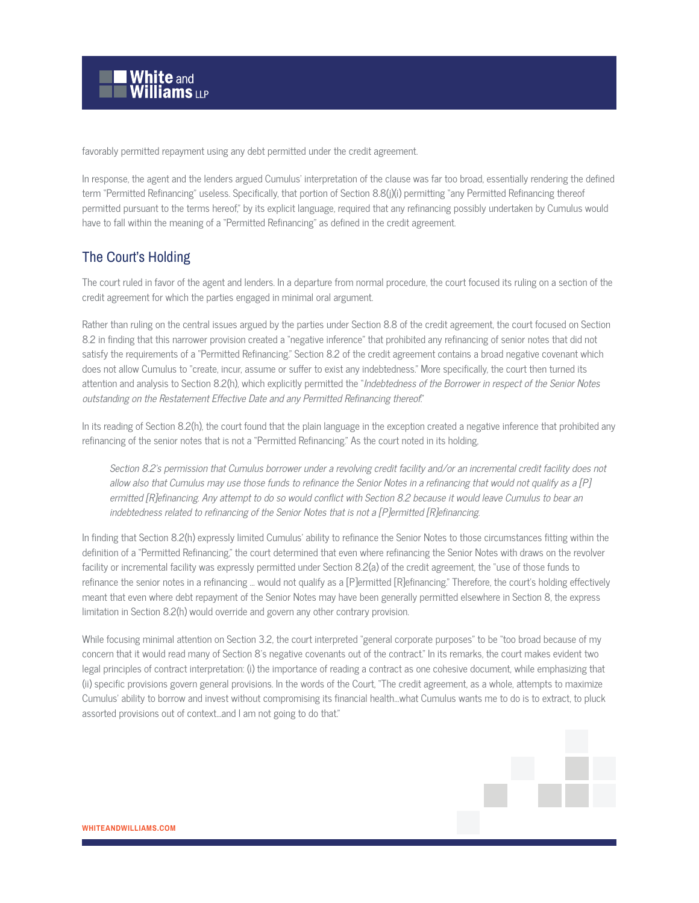favorably permitted repayment using any debt permitted under the credit agreement.

In response, the agent and the lenders argued Cumulus' interpretation of the clause was far too broad, essentially rendering the defined term "Permitted Refinancing" useless. Specifically, that portion of Section 8.8(j)(i) permitting "any Permitted Refinancing thereof permitted pursuant to the terms hereof," by its explicit language, required that any refinancing possibly undertaken by Cumulus would have to fall within the meaning of a "Permitted Refinancing" as defined in the credit agreement.

## The Court's Holding

The court ruled in favor of the agent and lenders. In a departure from normal procedure, the court focused its ruling on a section of the credit agreement for which the parties engaged in minimal oral argument.

Rather than ruling on the central issues argued by the parties under Section 8.8 of the credit agreement, the court focused on Section 8.2 in finding that this narrower provision created a "negative inference" that prohibited any refinancing of senior notes that did not satisfy the requirements of a "Permitted Refinancing." Section 8.2 of the credit agreement contains a broad negative covenant which does not allow Cumulus to "create, incur, assume or suffer to exist any indebtedness." More specifically, the court then turned its attention and analysis to Section 8.2(h), which explicitly permitted the "*Indebtedness of the Borrower in respect of the Senior Notes outstanding on the Restatement Effective Date and any Permitted Refinancing thereof.*"

In its reading of Section 8.2(h), the court found that the plain language in the exception created a negative inference that prohibited any refinancing of the senior notes that is not a "Permitted Refinancing." As the court noted in its holding,

> *Section 8.2's permission that Cumulus borrower under a revolving credit facility and/or an incremental credit facility does not allow also that Cumulus may use those funds to refinance the Senior Notes in a refinancing that would not qualify as a [P]ermitted [R]efinancing. Any attempt to do so would conflict with Section 8.2 because it would leave Cumulus to bear an indebtedness related to refinancing of the Senior Notes that is not a [P]ermitted [R]efinancing.*

In finding that Section 8.2(h) expressly limited Cumulus' ability to refinance the Senior Notes to those circumstances fitting within the definition of a "Permitted Refinancing," the court determined that even where refinancing the Senior Notes with draws on the revolver facility or incremental facility was expressly permitted under Section 8.2(a) of the credit agreement, the "use of those funds to refinance the senior notes in a refinancing ... would not qualify as a [P]ermitted [R]efinancing." Therefore, the court's holding effectively meant that even where debt repayment of the Senior Notes may have been generally permitted elsewhere in Section 8, the express limitation in Section 8.2(h) would override and govern any other contrary provision.

While focusing minimal attention on Section 3.2, the court interpreted "general corporate purposes" to be "too broad because of my concern that it would read many of Section 8's negative covenants out of the contract." In its remarks, the court makes evident two legal principles of contract interpretation: (i) the importance of reading a contract as one cohesive document, while emphasizing that (ii) specific provisions govern general provisions. In the words of the Court, "The credit agreement, as a whole, attempts to maximize Cumulus' ability to borrow and invest without compromising its financial health...what Cumulus wants me to do is to extract, to pluck assorted provisions out of context...and I am not going to do that."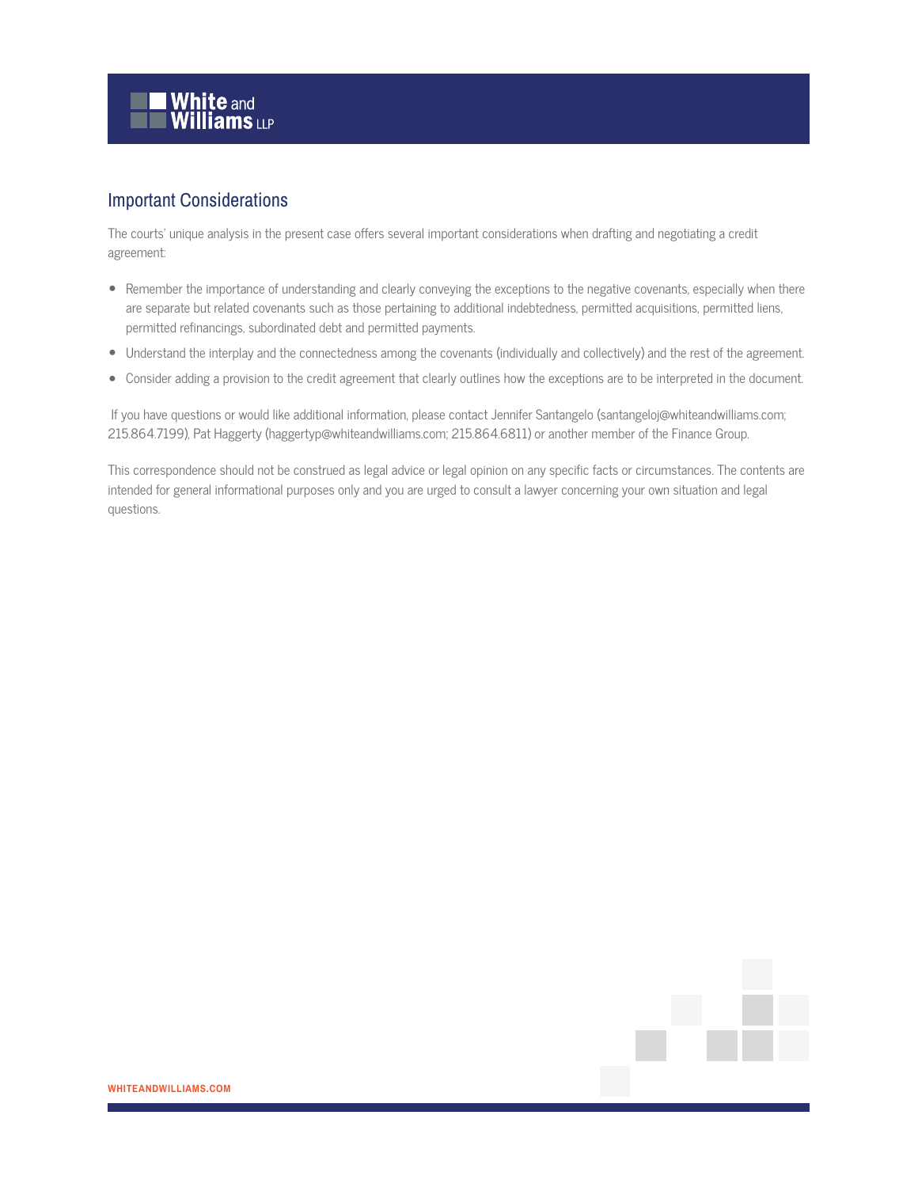## Important Considerations

The courts' unique analysis in the present case offers several important considerations when drafting and negotiating a credit agreement:

- Remember the importance of understanding and clearly conveying the exceptions to the negative covenants, especially when there are separate but related covenants such as those pertaining to additional indebtedness, permitted acquisitions, permitted liens, permitted refinancings, subordinated debt and permitted payments.
- Understand the interplay and the connectedness among the covenants (individually and collectively) and the rest of the agreement.
- Consider adding a provision to the credit agreement that clearly outlines how the exceptions are to be interpreted in the document.

If you have questions or would like additional information, please contact Jennifer Santangelo (santangeloj@whiteandwilliams.com; 215.864.7199), Pat Haggerty (haggertyp@whiteandwilliams.com; 215.864.6811) or another member of the Finance Group.

This correspondence should not be construed as legal advice or legal opinion on any specific facts or circumstances. The contents are intended for general informational purposes only and you are urged to consult a lawyer concerning your own situation and legal questions.